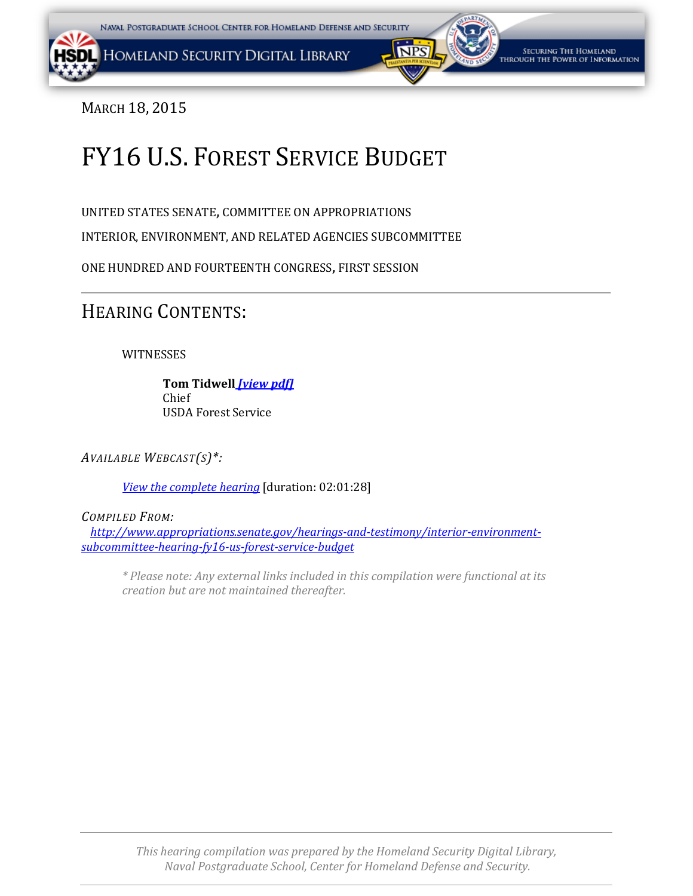MARCH 18, 2015

# FY16 U.S. FOREST SERVICE BUDGET

UNITED STATES SENATE, COMMITTEE ON APPROPRIATIONS

INTERIOR, ENVIRONMENT, AND RELATED AGENCIES SUBCOMMITTEE

ONE HUNDRED AND FOURTEENTH CONGRESS, FIRST SESSION

---

## HEARING CONTENTS:

WITNESSES

**Tom Tidwell** *[view pdf]*
Chief
USDA Forest Service

*AVAILABLE WEBCAST(S)*:*

*View the complete hearing* [duration: 02:01:28]

*COMPILED FROM:*

*http://www.appropriations.senate.gov/hearings-and-testimony/interior-environment-subcommittee-hearing-fy16-us-forest-service-budget*

*\* Please note: Any external links included in this compilation were functional at its creation but are not maintained thereafter.*

---

*This hearing compilation was prepared by the Homeland Security Digital Library, Naval Postgraduate School, Center for Homeland Defense and Security.*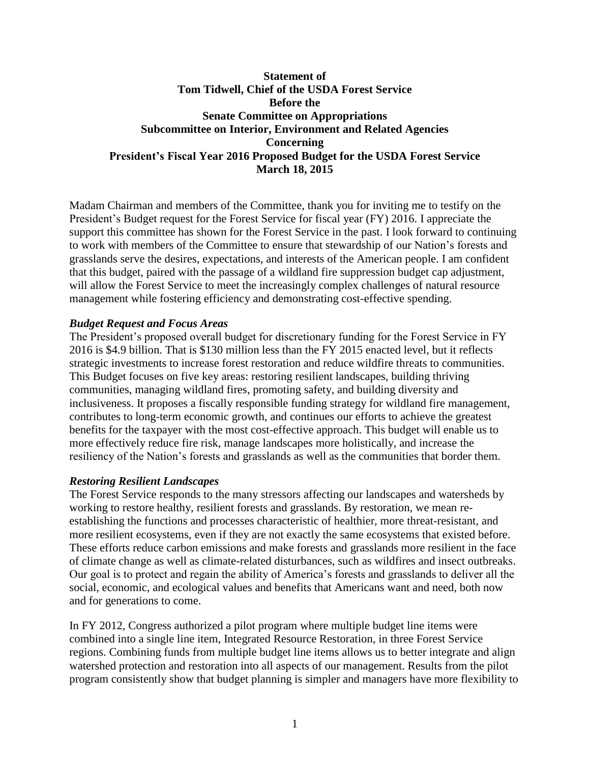**Statement of**
**Tom Tidwell, Chief of the USDA Forest Service**
**Before the**
**Senate Committee on Appropriations**
**Subcommittee on Interior, Environment and Related Agencies**
**Concerning**
**President's Fiscal Year 2016 Proposed Budget for the USDA Forest Service**
**March 18, 2015**

Madam Chairman and members of the Committee, thank you for inviting me to testify on the President's Budget request for the Forest Service for fiscal year (FY) 2016. I appreciate the support this committee has shown for the Forest Service in the past. I look forward to continuing to work with members of the Committee to ensure that stewardship of our Nation's forests and grasslands serve the desires, expectations, and interests of the American people. I am confident that this budget, paired with the passage of a wildland fire suppression budget cap adjustment, will allow the Forest Service to meet the increasingly complex challenges of natural resource management while fostering efficiency and demonstrating cost-effective spending.

***Budget Request and Focus Areas***

The President's proposed overall budget for discretionary funding for the Forest Service in FY 2016 is $4.9 billion. That is $130 million less than the FY 2015 enacted level, but it reflects strategic investments to increase forest restoration and reduce wildfire threats to communities. This Budget focuses on five key areas: restoring resilient landscapes, building thriving communities, managing wildland fires, promoting safety, and building diversity and inclusiveness. It proposes a fiscally responsible funding strategy for wildland fire management, contributes to long-term economic growth, and continues our efforts to achieve the greatest benefits for the taxpayer with the most cost-effective approach. This budget will enable us to more effectively reduce fire risk, manage landscapes more holistically, and increase the resiliency of the Nation's forests and grasslands as well as the communities that border them.

***Restoring Resilient Landscapes***

The Forest Service responds to the many stressors affecting our landscapes and watersheds by working to restore healthy, resilient forests and grasslands. By restoration, we mean re-establishing the functions and processes characteristic of healthier, more threat-resistant, and more resilient ecosystems, even if they are not exactly the same ecosystems that existed before. These efforts reduce carbon emissions and make forests and grasslands more resilient in the face of climate change as well as climate-related disturbances, such as wildfires and insect outbreaks. Our goal is to protect and regain the ability of America's forests and grasslands to deliver all the social, economic, and ecological values and benefits that Americans want and need, both now and for generations to come.

In FY 2012, Congress authorized a pilot program where multiple budget line items were combined into a single line item, Integrated Resource Restoration, in three Forest Service regions. Combining funds from multiple budget line items allows us to better integrate and align watershed protection and restoration into all aspects of our management. Results from the pilot program consistently show that budget planning is simpler and managers have more flexibility to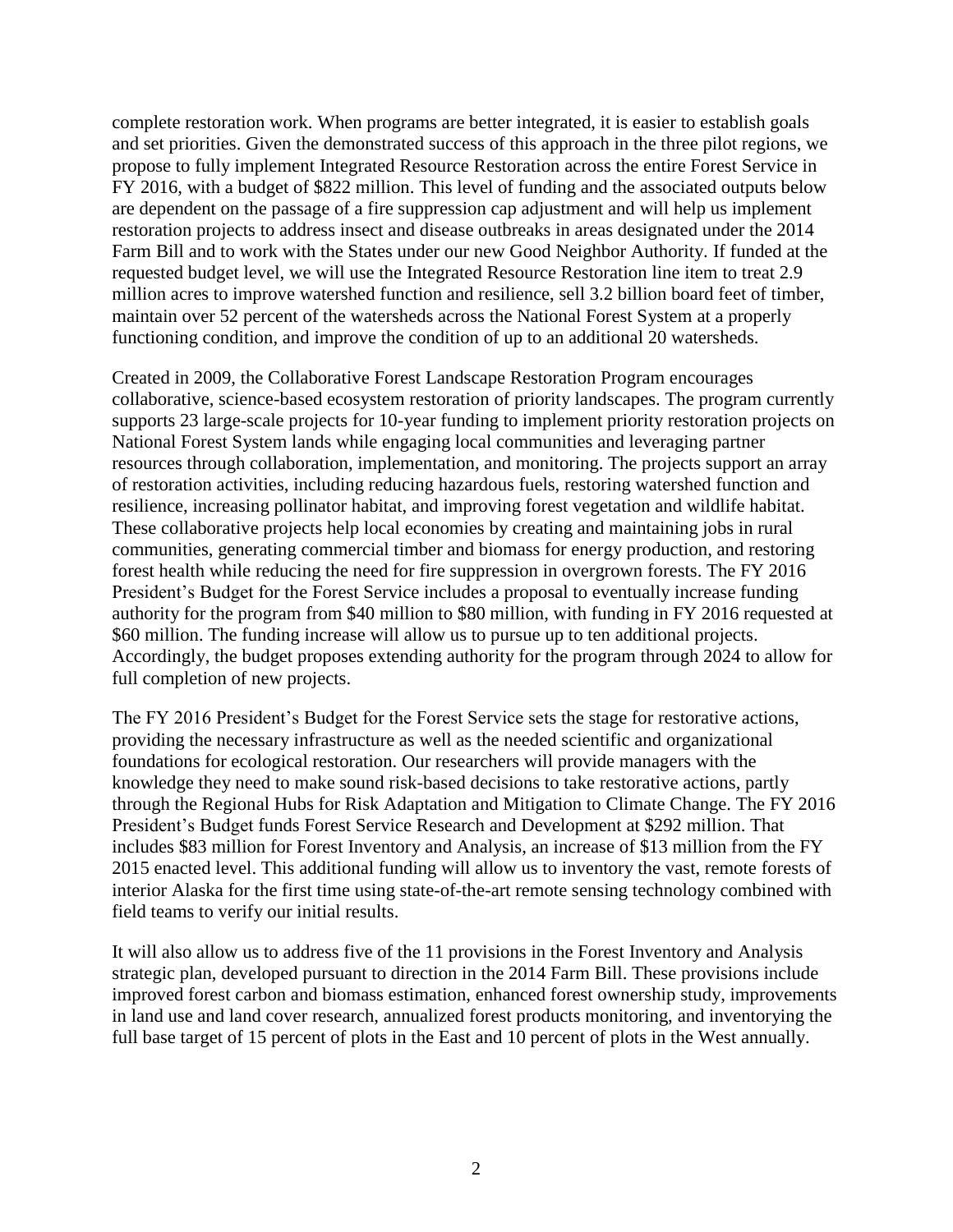complete restoration work. When programs are better integrated, it is easier to establish goals and set priorities. Given the demonstrated success of this approach in the three pilot regions, we propose to fully implement Integrated Resource Restoration across the entire Forest Service in FY 2016, with a budget of $822 million. This level of funding and the associated outputs below are dependent on the passage of a fire suppression cap adjustment and will help us implement restoration projects to address insect and disease outbreaks in areas designated under the 2014 Farm Bill and to work with the States under our new Good Neighbor Authority. If funded at the requested budget level, we will use the Integrated Resource Restoration line item to treat 2.9 million acres to improve watershed function and resilience, sell 3.2 billion board feet of timber, maintain over 52 percent of the watersheds across the National Forest System at a properly functioning condition, and improve the condition of up to an additional 20 watersheds.

Created in 2009, the Collaborative Forest Landscape Restoration Program encourages collaborative, science-based ecosystem restoration of priority landscapes. The program currently supports 23 large-scale projects for 10-year funding to implement priority restoration projects on National Forest System lands while engaging local communities and leveraging partner resources through collaboration, implementation, and monitoring. The projects support an array of restoration activities, including reducing hazardous fuels, restoring watershed function and resilience, increasing pollinator habitat, and improving forest vegetation and wildlife habitat. These collaborative projects help local economies by creating and maintaining jobs in rural communities, generating commercial timber and biomass for energy production, and restoring forest health while reducing the need for fire suppression in overgrown forests. The FY 2016 President's Budget for the Forest Service includes a proposal to eventually increase funding authority for the program from $40 million to $80 million, with funding in FY 2016 requested at $60 million. The funding increase will allow us to pursue up to ten additional projects. Accordingly, the budget proposes extending authority for the program through 2024 to allow for full completion of new projects.

The FY 2016 President's Budget for the Forest Service sets the stage for restorative actions, providing the necessary infrastructure as well as the needed scientific and organizational foundations for ecological restoration. Our researchers will provide managers with the knowledge they need to make sound risk-based decisions to take restorative actions, partly through the Regional Hubs for Risk Adaptation and Mitigation to Climate Change. The FY 2016 President's Budget funds Forest Service Research and Development at $292 million. That includes $83 million for Forest Inventory and Analysis, an increase of $13 million from the FY 2015 enacted level. This additional funding will allow us to inventory the vast, remote forests of interior Alaska for the first time using state-of-the-art remote sensing technology combined with field teams to verify our initial results.

It will also allow us to address five of the 11 provisions in the Forest Inventory and Analysis strategic plan, developed pursuant to direction in the 2014 Farm Bill. These provisions include improved forest carbon and biomass estimation, enhanced forest ownership study, improvements in land use and land cover research, annualized forest products monitoring, and inventorying the full base target of 15 percent of plots in the East and 10 percent of plots in the West annually.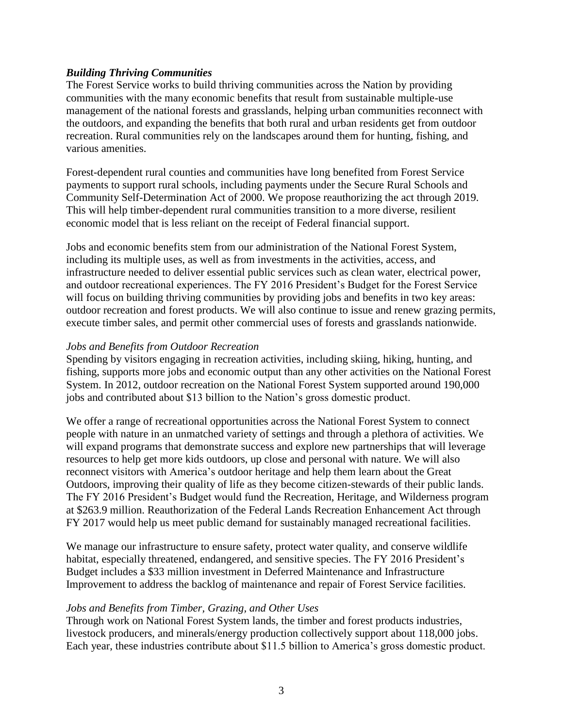### ***Building Thriving Communities***

The Forest Service works to build thriving communities across the Nation by providing communities with the many economic benefits that result from sustainable multiple-use management of the national forests and grasslands, helping urban communities reconnect with the outdoors, and expanding the benefits that both rural and urban residents get from outdoor recreation. Rural communities rely on the landscapes around them for hunting, fishing, and various amenities.

Forest-dependent rural counties and communities have long benefited from Forest Service payments to support rural schools, including payments under the Secure Rural Schools and Community Self-Determination Act of 2000. We propose reauthorizing the act through 2019. This will help timber-dependent rural communities transition to a more diverse, resilient economic model that is less reliant on the receipt of Federal financial support.

Jobs and economic benefits stem from our administration of the National Forest System, including its multiple uses, as well as from investments in the activities, access, and infrastructure needed to deliver essential public services such as clean water, electrical power, and outdoor recreational experiences. The FY 2016 President's Budget for the Forest Service will focus on building thriving communities by providing jobs and benefits in two key areas: outdoor recreation and forest products. We will also continue to issue and renew grazing permits, execute timber sales, and permit other commercial uses of forests and grasslands nationwide.

#### *Jobs and Benefits from Outdoor Recreation*

Spending by visitors engaging in recreation activities, including skiing, hiking, hunting, and fishing, supports more jobs and economic output than any other activities on the National Forest System. In 2012, outdoor recreation on the National Forest System supported around 190,000 jobs and contributed about $13 billion to the Nation's gross domestic product.

We offer a range of recreational opportunities across the National Forest System to connect people with nature in an unmatched variety of settings and through a plethora of activities. We will expand programs that demonstrate success and explore new partnerships that will leverage resources to help get more kids outdoors, up close and personal with nature. We will also reconnect visitors with America's outdoor heritage and help them learn about the Great Outdoors, improving their quality of life as they become citizen-stewards of their public lands. The FY 2016 President's Budget would fund the Recreation, Heritage, and Wilderness program at $263.9 million. Reauthorization of the Federal Lands Recreation Enhancement Act through FY 2017 would help us meet public demand for sustainably managed recreational facilities.

We manage our infrastructure to ensure safety, protect water quality, and conserve wildlife habitat, especially threatened, endangered, and sensitive species. The FY 2016 President's Budget includes a $33 million investment in Deferred Maintenance and Infrastructure Improvement to address the backlog of maintenance and repair of Forest Service facilities.

#### *Jobs and Benefits from Timber, Grazing, and Other Uses*

Through work on National Forest System lands, the timber and forest products industries, livestock producers, and minerals/energy production collectively support about 118,000 jobs. Each year, these industries contribute about $11.5 billion to America's gross domestic product.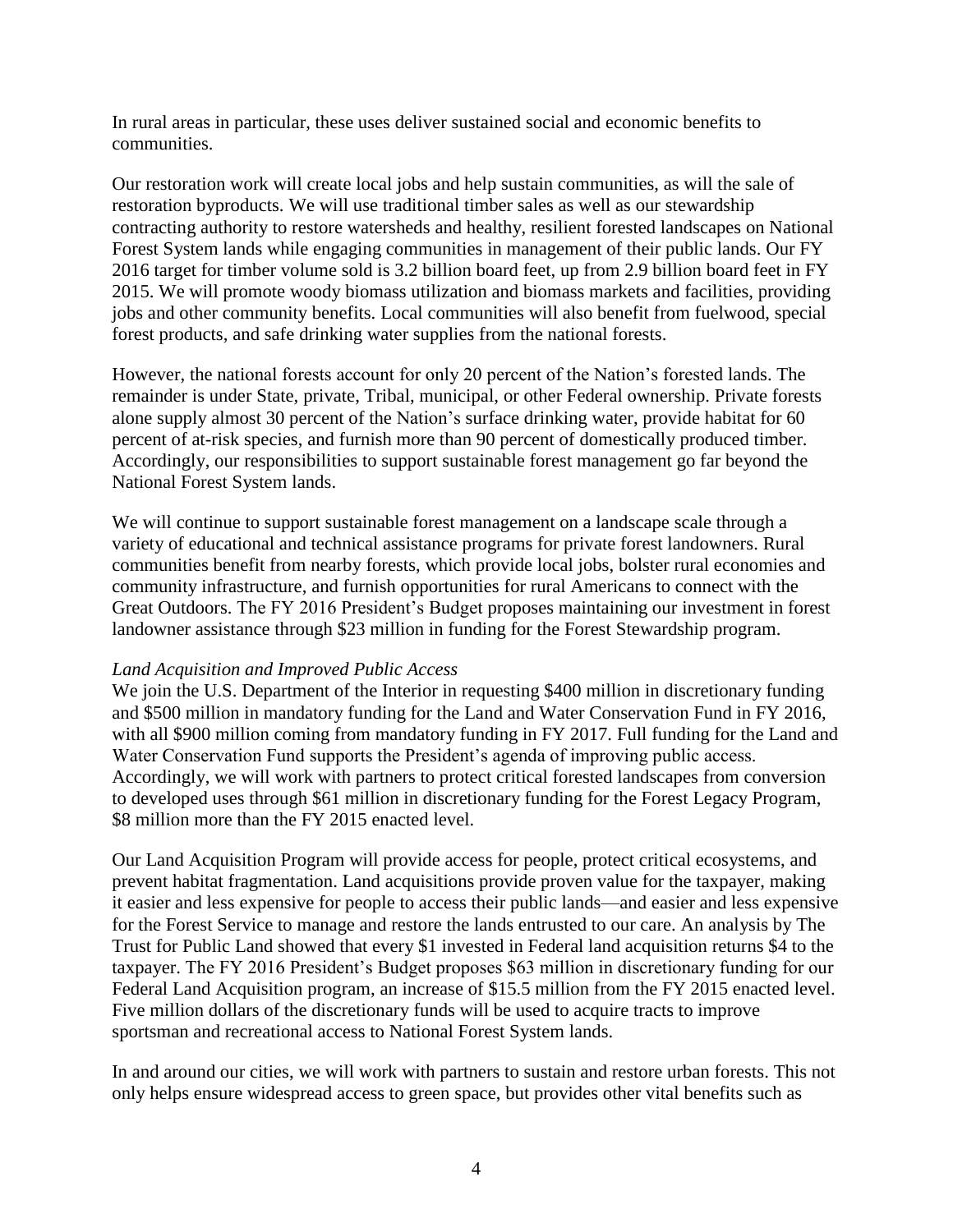In rural areas in particular, these uses deliver sustained social and economic benefits to communities.

Our restoration work will create local jobs and help sustain communities, as will the sale of restoration byproducts. We will use traditional timber sales as well as our stewardship contracting authority to restore watersheds and healthy, resilient forested landscapes on National Forest System lands while engaging communities in management of their public lands. Our FY 2016 target for timber volume sold is 3.2 billion board feet, up from 2.9 billion board feet in FY 2015. We will promote woody biomass utilization and biomass markets and facilities, providing jobs and other community benefits. Local communities will also benefit from fuelwood, special forest products, and safe drinking water supplies from the national forests.

However, the national forests account for only 20 percent of the Nation's forested lands. The remainder is under State, private, Tribal, municipal, or other Federal ownership. Private forests alone supply almost 30 percent of the Nation's surface drinking water, provide habitat for 60 percent of at-risk species, and furnish more than 90 percent of domestically produced timber. Accordingly, our responsibilities to support sustainable forest management go far beyond the National Forest System lands.

We will continue to support sustainable forest management on a landscape scale through a variety of educational and technical assistance programs for private forest landowners. Rural communities benefit from nearby forests, which provide local jobs, bolster rural economies and community infrastructure, and furnish opportunities for rural Americans to connect with the Great Outdoors. The FY 2016 President's Budget proposes maintaining our investment in forest landowner assistance through $23 million in funding for the Forest Stewardship program.

*Land Acquisition and Improved Public Access*

We join the U.S. Department of the Interior in requesting $400 million in discretionary funding and $500 million in mandatory funding for the Land and Water Conservation Fund in FY 2016, with all $900 million coming from mandatory funding in FY 2017. Full funding for the Land and Water Conservation Fund supports the President's agenda of improving public access. Accordingly, we will work with partners to protect critical forested landscapes from conversion to developed uses through $61 million in discretionary funding for the Forest Legacy Program, $8 million more than the FY 2015 enacted level.

Our Land Acquisition Program will provide access for people, protect critical ecosystems, and prevent habitat fragmentation. Land acquisitions provide proven value for the taxpayer, making it easier and less expensive for people to access their public lands—and easier and less expensive for the Forest Service to manage and restore the lands entrusted to our care. An analysis by The Trust for Public Land showed that every $1 invested in Federal land acquisition returns $4 to the taxpayer. The FY 2016 President's Budget proposes $63 million in discretionary funding for our Federal Land Acquisition program, an increase of $15.5 million from the FY 2015 enacted level. Five million dollars of the discretionary funds will be used to acquire tracts to improve sportsman and recreational access to National Forest System lands.

In and around our cities, we will work with partners to sustain and restore urban forests. This not only helps ensure widespread access to green space, but provides other vital benefits such as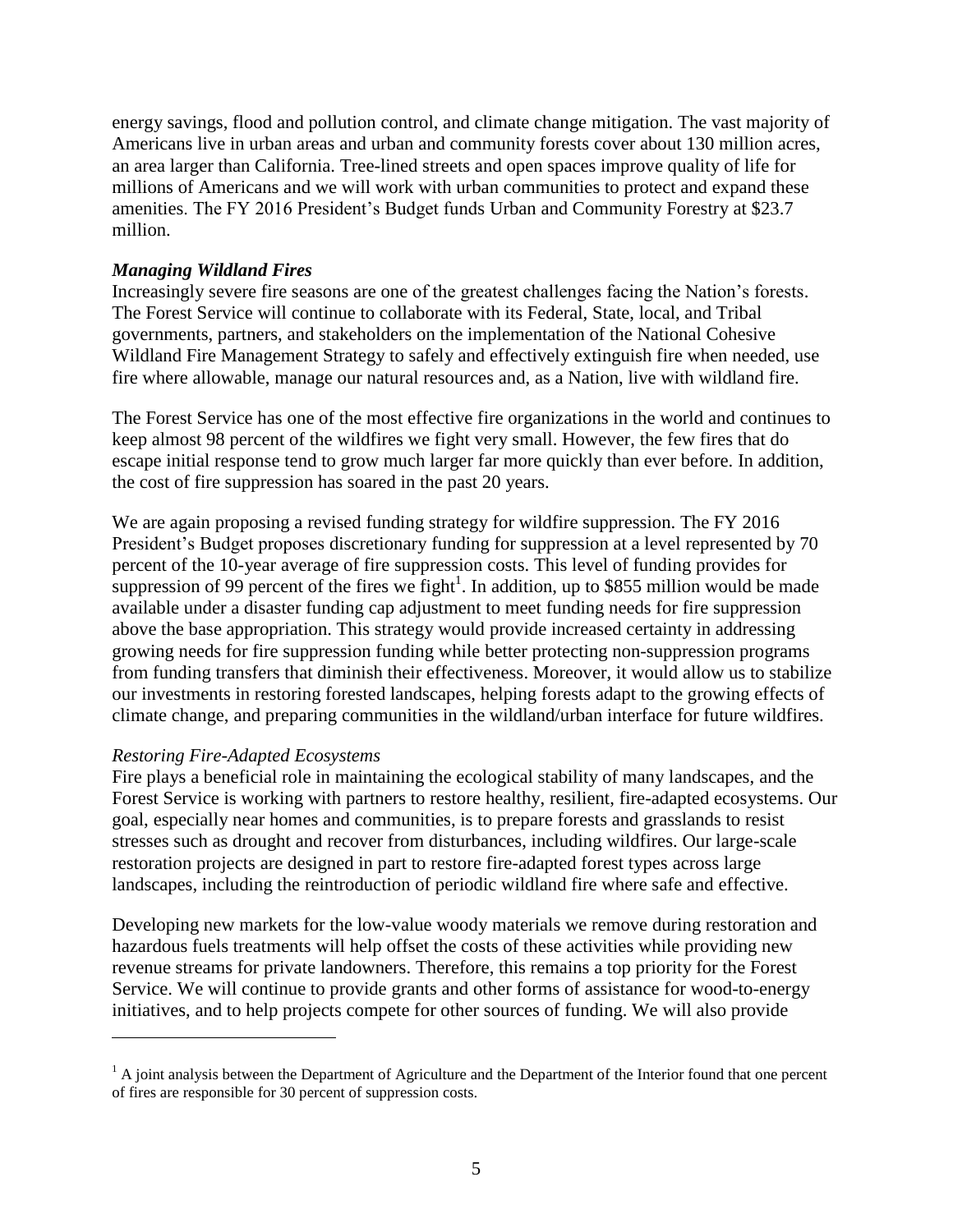energy savings, flood and pollution control, and climate change mitigation. The vast majority of Americans live in urban areas and urban and community forests cover about 130 million acres, an area larger than California. Tree-lined streets and open spaces improve quality of life for millions of Americans and we will work with urban communities to protect and expand these amenities. The FY 2016 President's Budget funds Urban and Community Forestry at $23.7 million.

***Managing Wildland Fires***

Increasingly severe fire seasons are one of the greatest challenges facing the Nation's forests. The Forest Service will continue to collaborate with its Federal, State, local, and Tribal governments, partners, and stakeholders on the implementation of the National Cohesive Wildland Fire Management Strategy to safely and effectively extinguish fire when needed, use fire where allowable, manage our natural resources and, as a Nation, live with wildland fire.

The Forest Service has one of the most effective fire organizations in the world and continues to keep almost 98 percent of the wildfires we fight very small. However, the few fires that do escape initial response tend to grow much larger far more quickly than ever before. In addition, the cost of fire suppression has soared in the past 20 years.

We are again proposing a revised funding strategy for wildfire suppression. The FY 2016 President's Budget proposes discretionary funding for suppression at a level represented by 70 percent of the 10-year average of fire suppression costs. This level of funding provides for suppression of 99 percent of the fires we fight[1]. In addition, up to $855 million would be made available under a disaster funding cap adjustment to meet funding needs for fire suppression above the base appropriation. This strategy would provide increased certainty in addressing growing needs for fire suppression funding while better protecting non-suppression programs from funding transfers that diminish their effectiveness. Moreover, it would allow us to stabilize our investments in restoring forested landscapes, helping forests adapt to the growing effects of climate change, and preparing communities in the wildland/urban interface for future wildfires.

*Restoring Fire-Adapted Ecosystems*

Fire plays a beneficial role in maintaining the ecological stability of many landscapes, and the Forest Service is working with partners to restore healthy, resilient, fire-adapted ecosystems. Our goal, especially near homes and communities, is to prepare forests and grasslands to resist stresses such as drought and recover from disturbances, including wildfires. Our large-scale restoration projects are designed in part to restore fire-adapted forest types across large landscapes, including the reintroduction of periodic wildland fire where safe and effective.

Developing new markets for the low-value woody materials we remove during restoration and hazardous fuels treatments will help offset the costs of these activities while providing new revenue streams for private landowners. Therefore, this remains a top priority for the Forest Service. We will continue to provide grants and other forms of assistance for wood-to-energy initiatives, and to help projects compete for other sources of funding. We will also provide

[1] A joint analysis between the Department of Agriculture and the Department of the Interior found that one percent of fires are responsible for 30 percent of suppression costs.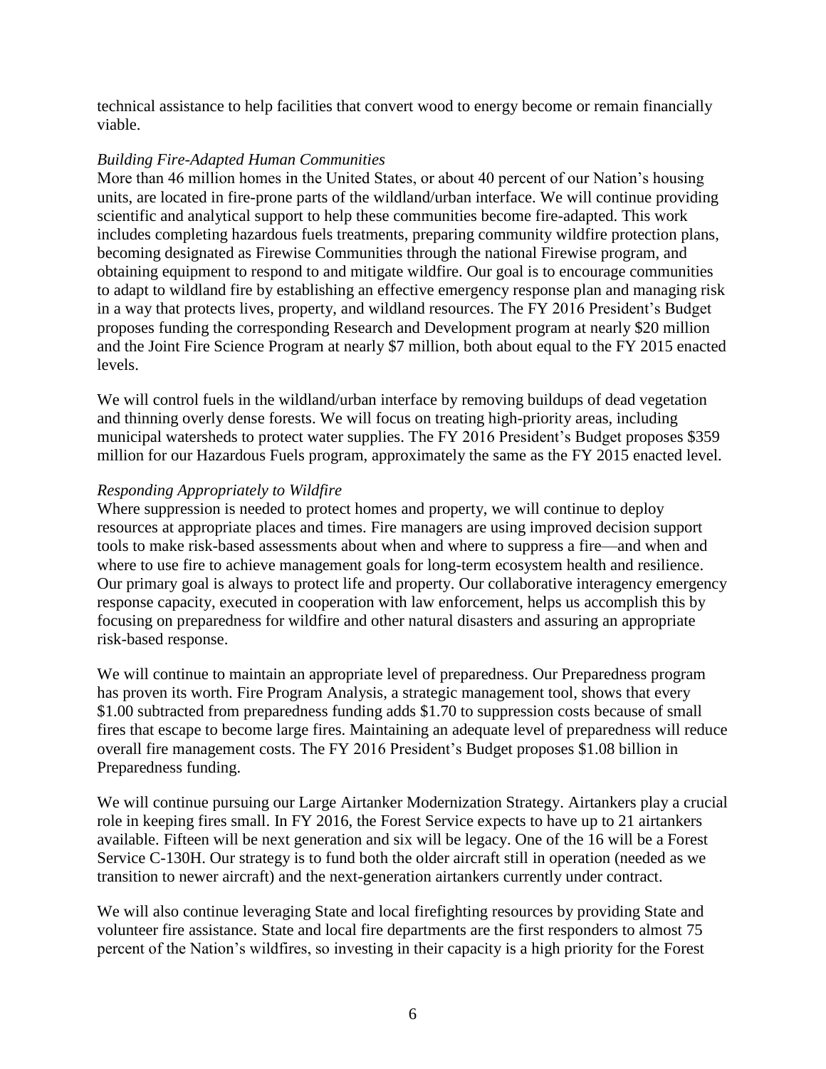technical assistance to help facilities that convert wood to energy become or remain financially viable.

*Building Fire-Adapted Human Communities*

More than 46 million homes in the United States, or about 40 percent of our Nation's housing units, are located in fire-prone parts of the wildland/urban interface. We will continue providing scientific and analytical support to help these communities become fire-adapted. This work includes completing hazardous fuels treatments, preparing community wildfire protection plans, becoming designated as Firewise Communities through the national Firewise program, and obtaining equipment to respond to and mitigate wildfire. Our goal is to encourage communities to adapt to wildland fire by establishing an effective emergency response plan and managing risk in a way that protects lives, property, and wildland resources. The FY 2016 President's Budget proposes funding the corresponding Research and Development program at nearly $20 million and the Joint Fire Science Program at nearly $7 million, both about equal to the FY 2015 enacted levels.

We will control fuels in the wildland/urban interface by removing buildups of dead vegetation and thinning overly dense forests. We will focus on treating high-priority areas, including municipal watersheds to protect water supplies. The FY 2016 President's Budget proposes $359 million for our Hazardous Fuels program, approximately the same as the FY 2015 enacted level.

*Responding Appropriately to Wildfire*

Where suppression is needed to protect homes and property, we will continue to deploy resources at appropriate places and times. Fire managers are using improved decision support tools to make risk-based assessments about when and where to suppress a fire—and when and where to use fire to achieve management goals for long-term ecosystem health and resilience. Our primary goal is always to protect life and property. Our collaborative interagency emergency response capacity, executed in cooperation with law enforcement, helps us accomplish this by focusing on preparedness for wildfire and other natural disasters and assuring an appropriate risk-based response.

We will continue to maintain an appropriate level of preparedness. Our Preparedness program has proven its worth. Fire Program Analysis, a strategic management tool, shows that every $1.00 subtracted from preparedness funding adds $1.70 to suppression costs because of small fires that escape to become large fires. Maintaining an adequate level of preparedness will reduce overall fire management costs. The FY 2016 President's Budget proposes $1.08 billion in Preparedness funding.

We will continue pursuing our Large Airtanker Modernization Strategy. Airtankers play a crucial role in keeping fires small. In FY 2016, the Forest Service expects to have up to 21 airtankers available. Fifteen will be next generation and six will be legacy. One of the 16 will be a Forest Service C-130H. Our strategy is to fund both the older aircraft still in operation (needed as we transition to newer aircraft) and the next-generation airtankers currently under contract.

We will also continue leveraging State and local firefighting resources by providing State and volunteer fire assistance. State and local fire departments are the first responders to almost 75 percent of the Nation's wildfires, so investing in their capacity is a high priority for the Forest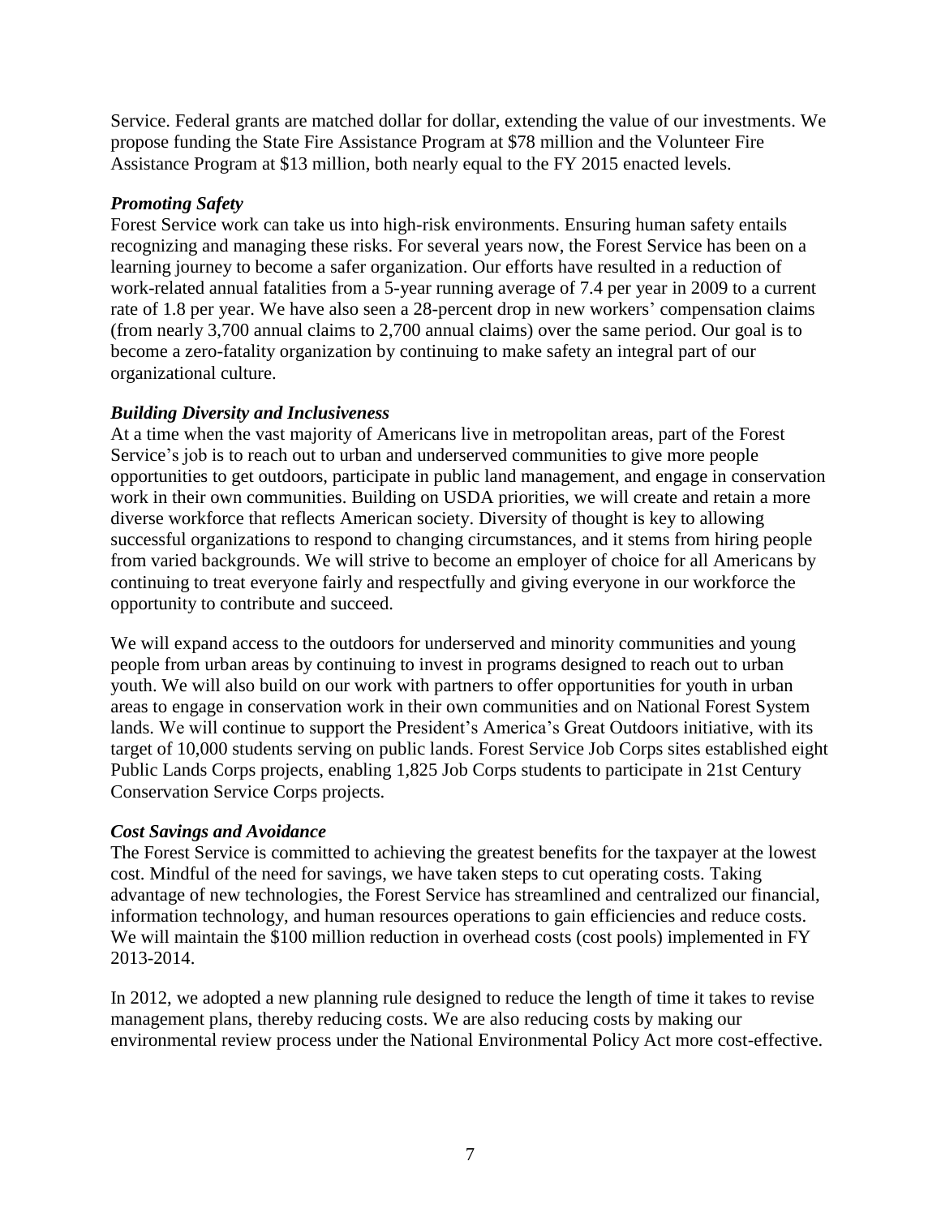Service. Federal grants are matched dollar for dollar, extending the value of our investments. We propose funding the State Fire Assistance Program at $78 million and the Volunteer Fire Assistance Program at $13 million, both nearly equal to the FY 2015 enacted levels.

### *Promoting Safety*

Forest Service work can take us into high-risk environments. Ensuring human safety entails recognizing and managing these risks. For several years now, the Forest Service has been on a learning journey to become a safer organization. Our efforts have resulted in a reduction of work-related annual fatalities from a 5-year running average of 7.4 per year in 2009 to a current rate of 1.8 per year. We have also seen a 28-percent drop in new workers' compensation claims (from nearly 3,700 annual claims to 2,700 annual claims) over the same period. Our goal is to become a zero-fatality organization by continuing to make safety an integral part of our organizational culture.

### *Building Diversity and Inclusiveness*

At a time when the vast majority of Americans live in metropolitan areas, part of the Forest Service's job is to reach out to urban and underserved communities to give more people opportunities to get outdoors, participate in public land management, and engage in conservation work in their own communities. Building on USDA priorities, we will create and retain a more diverse workforce that reflects American society. Diversity of thought is key to allowing successful organizations to respond to changing circumstances, and it stems from hiring people from varied backgrounds. We will strive to become an employer of choice for all Americans by continuing to treat everyone fairly and respectfully and giving everyone in our workforce the opportunity to contribute and succeed.

We will expand access to the outdoors for underserved and minority communities and young people from urban areas by continuing to invest in programs designed to reach out to urban youth. We will also build on our work with partners to offer opportunities for youth in urban areas to engage in conservation work in their own communities and on National Forest System lands. We will continue to support the President's America's Great Outdoors initiative, with its target of 10,000 students serving on public lands. Forest Service Job Corps sites established eight Public Lands Corps projects, enabling 1,825 Job Corps students to participate in 21st Century Conservation Service Corps projects.

### *Cost Savings and Avoidance*

The Forest Service is committed to achieving the greatest benefits for the taxpayer at the lowest cost. Mindful of the need for savings, we have taken steps to cut operating costs. Taking advantage of new technologies, the Forest Service has streamlined and centralized our financial, information technology, and human resources operations to gain efficiencies and reduce costs. We will maintain the $100 million reduction in overhead costs (cost pools) implemented in FY 2013-2014.

In 2012, we adopted a new planning rule designed to reduce the length of time it takes to revise management plans, thereby reducing costs. We are also reducing costs by making our environmental review process under the National Environmental Policy Act more cost-effective.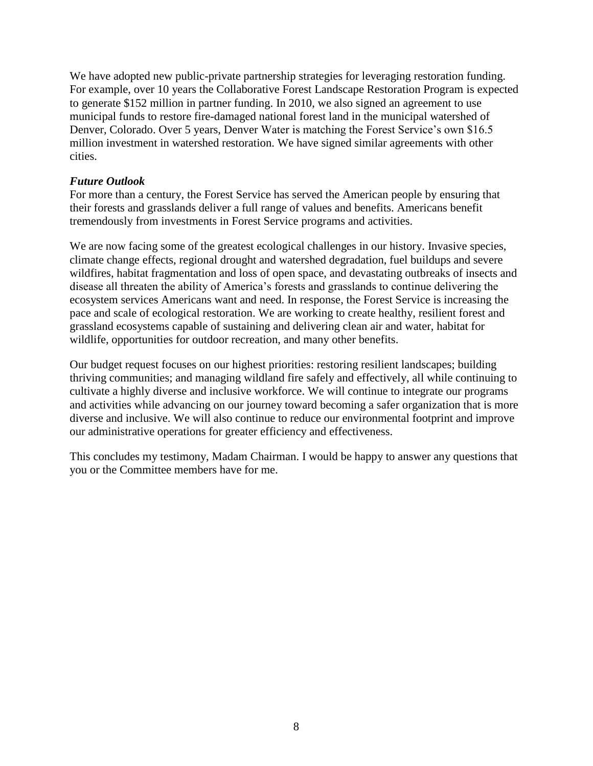We have adopted new public-private partnership strategies for leveraging restoration funding. For example, over 10 years the Collaborative Forest Landscape Restoration Program is expected to generate $152 million in partner funding. In 2010, we also signed an agreement to use municipal funds to restore fire-damaged national forest land in the municipal watershed of Denver, Colorado. Over 5 years, Denver Water is matching the Forest Service's own $16.5 million investment in watershed restoration. We have signed similar agreements with other cities.

***Future Outlook***

For more than a century, the Forest Service has served the American people by ensuring that their forests and grasslands deliver a full range of values and benefits. Americans benefit tremendously from investments in Forest Service programs and activities.

We are now facing some of the greatest ecological challenges in our history. Invasive species, climate change effects, regional drought and watershed degradation, fuel buildups and severe wildfires, habitat fragmentation and loss of open space, and devastating outbreaks of insects and disease all threaten the ability of America's forests and grasslands to continue delivering the ecosystem services Americans want and need. In response, the Forest Service is increasing the pace and scale of ecological restoration. We are working to create healthy, resilient forest and grassland ecosystems capable of sustaining and delivering clean air and water, habitat for wildlife, opportunities for outdoor recreation, and many other benefits.

Our budget request focuses on our highest priorities: restoring resilient landscapes; building thriving communities; and managing wildland fire safely and effectively, all while continuing to cultivate a highly diverse and inclusive workforce. We will continue to integrate our programs and activities while advancing on our journey toward becoming a safer organization that is more diverse and inclusive. We will also continue to reduce our environmental footprint and improve our administrative operations for greater efficiency and effectiveness.

This concludes my testimony, Madam Chairman. I would be happy to answer any questions that you or the Committee members have for me.